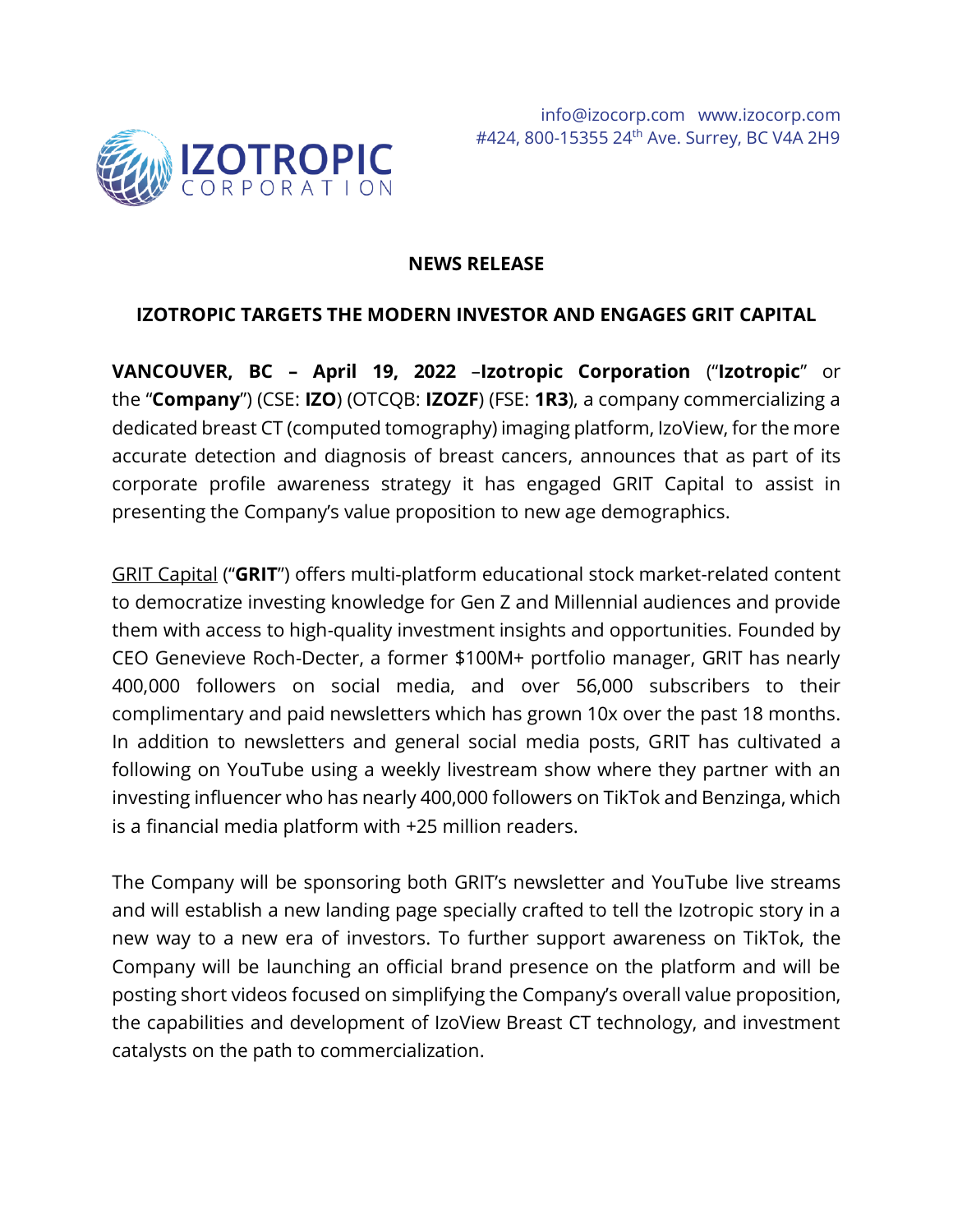IZOTROPIC CORPORATION

info@izocorp.com www.izocorp.com
#424, 800-15355 24th Ave. Surrey, BC V4A 2H9

## NEWS RELEASE

## IZOTROPIC TARGETS THE MODERN INVESTOR AND ENGAGES GRIT CAPITAL

**VANCOUVER, BC – April 19, 2022** –**Izotropic Corporation** ("**Izotropic**" or the "**Company**") (CSE: **IZO**) (OTCQB: **IZOZF**) (FSE: **1R3**), a company commercializing a dedicated breast CT (computed tomography) imaging platform, IzoView, for the more accurate detection and diagnosis of breast cancers, announces that as part of its corporate profile awareness strategy it has engaged GRIT Capital to assist in presenting the Company's value proposition to new age demographics.

GRIT Capital ("**GRIT**") offers multi-platform educational stock market-related content to democratize investing knowledge for Gen Z and Millennial audiences and provide them with access to high-quality investment insights and opportunities. Founded by CEO Genevieve Roch-Decter, a former $100M+ portfolio manager, GRIT has nearly 400,000 followers on social media, and over 56,000 subscribers to their complimentary and paid newsletters which has grown 10x over the past 18 months. In addition to newsletters and general social media posts, GRIT has cultivated a following on YouTube using a weekly livestream show where they partner with an investing influencer who has nearly 400,000 followers on TikTok and Benzinga, which is a financial media platform with +25 million readers.

The Company will be sponsoring both GRIT's newsletter and YouTube live streams and will establish a new landing page specially crafted to tell the Izotropic story in a new way to a new era of investors. To further support awareness on TikTok, the Company will be launching an official brand presence on the platform and will be posting short videos focused on simplifying the Company's overall value proposition, the capabilities and development of IzoView Breast CT technology, and investment catalysts on the path to commercialization.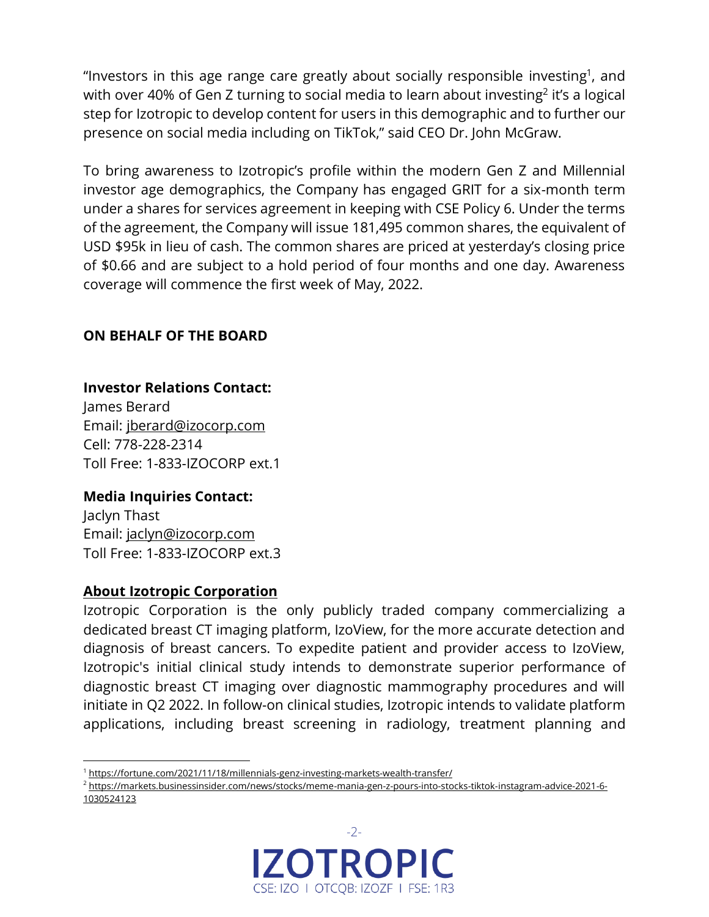"Investors in this age range care greatly about socially responsible investing[1], and with over 40% of Gen Z turning to social media to learn about investing[2] it's a logical step for Izotropic to develop content for users in this demographic and to further our presence on social media including on TikTok," said CEO Dr. John McGraw.

To bring awareness to Izotropic's profile within the modern Gen Z and Millennial investor age demographics, the Company has engaged GRIT for a six-month term under a shares for services agreement in keeping with CSE Policy 6. Under the terms of the agreement, the Company will issue 181,495 common shares, the equivalent of USD $95k in lieu of cash. The common shares are priced at yesterday's closing price of $0.66 and are subject to a hold period of four months and one day. Awareness coverage will commence the first week of May, 2022.

**ON BEHALF OF THE BOARD**

**Investor Relations Contact:**
James Berard
Email: jberard@izocorp.com
Cell: 778-228-2314
Toll Free: 1-833-IZOCORP ext.1

**Media Inquiries Contact:**
Jaclyn Thast
Email: jaclyn@izocorp.com
Toll Free: 1-833-IZOCORP ext.3

**About Izotropic Corporation**

Izotropic Corporation is the only publicly traded company commercializing a dedicated breast CT imaging platform, IzoView, for the more accurate detection and diagnosis of breast cancers. To expedite patient and provider access to IzoView, Izotropic's initial clinical study intends to demonstrate superior performance of diagnostic breast CT imaging over diagnostic mammography procedures and will initiate in Q2 2022. In follow-on clinical studies, Izotropic intends to validate platform applications, including breast screening in radiology, treatment planning and

---

[1] https://fortune.com/2021/11/18/millennials-genz-investing-markets-wealth-transfer/

[2] https://markets.businessinsider.com/news/stocks/meme-mania-gen-z-pours-into-stocks-tiktok-instagram-advice-2021-6-1030524123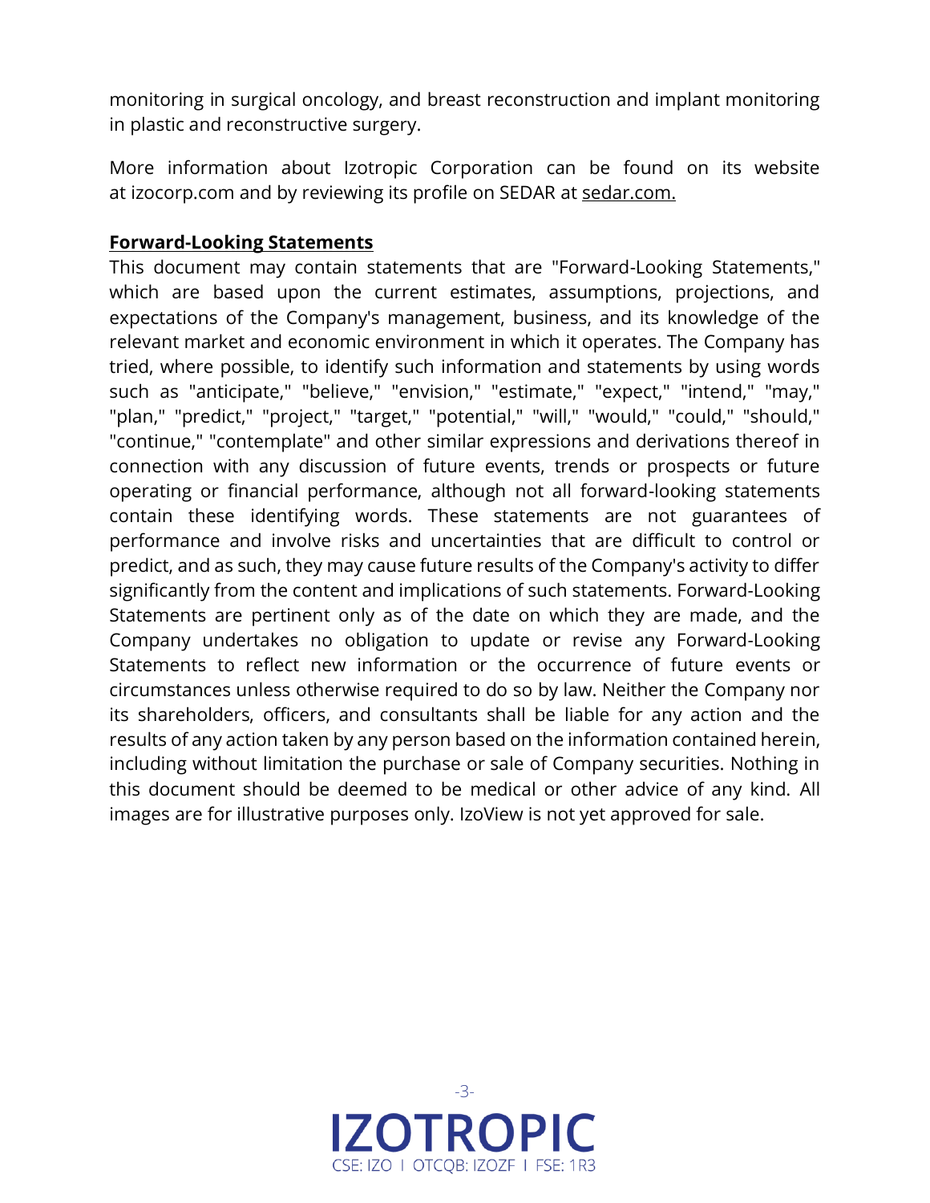monitoring in surgical oncology, and breast reconstruction and implant monitoring in plastic and reconstructive surgery.

More information about Izotropic Corporation can be found on its website at izocorp.com and by reviewing its profile on SEDAR at sedar.com.

**Forward-Looking Statements**

This document may contain statements that are "Forward-Looking Statements," which are based upon the current estimates, assumptions, projections, and expectations of the Company's management, business, and its knowledge of the relevant market and economic environment in which it operates. The Company has tried, where possible, to identify such information and statements by using words such as "anticipate," "believe," "envision," "estimate," "expect," "intend," "may," "plan," "predict," "project," "target," "potential," "will," "would," "could," "should," "continue," "contemplate" and other similar expressions and derivations thereof in connection with any discussion of future events, trends or prospects or future operating or financial performance, although not all forward-looking statements contain these identifying words. These statements are not guarantees of performance and involve risks and uncertainties that are difficult to control or predict, and as such, they may cause future results of the Company's activity to differ significantly from the content and implications of such statements. Forward-Looking Statements are pertinent only as of the date on which they are made, and the Company undertakes no obligation to update or revise any Forward-Looking Statements to reflect new information or the occurrence of future events or circumstances unless otherwise required to do so by law. Neither the Company nor its shareholders, officers, and consultants shall be liable for any action and the results of any action taken by any person based on the information contained herein, including without limitation the purchase or sale of Company securities. Nothing in this document should be deemed to be medical or other advice of any kind. All images are for illustrative purposes only. IzoView is not yet approved for sale.